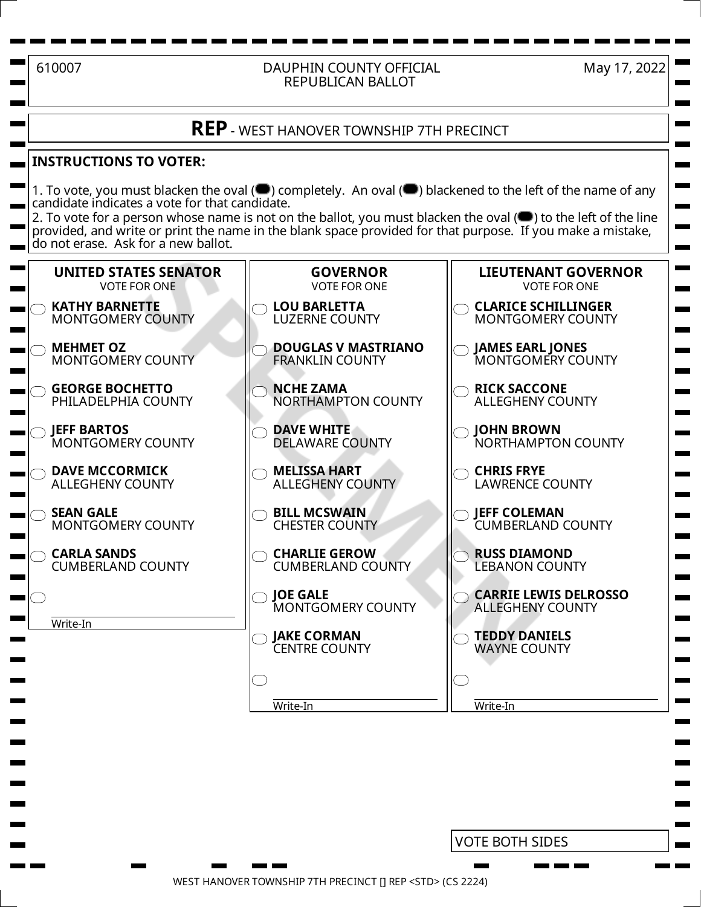610007

DAUPHIN COUNTY OFFICIAL
REPUBLICAN BALLOT

May 17, 2022

# REP - WEST HANOVER TOWNSHIP 7TH PRECINCT

**INSTRUCTIONS TO VOTER:**

1. To vote, you must blacken the oval (⬬) completely. An oval (⬬) blackened to the left of the name of any candidate indicates a vote for that candidate.
2. To vote for a person whose name is not on the ballot, you must blacken the oval (⬬) to the left of the line provided, and write or print the name in the blank space provided for that purpose. If you make a mistake, do not erase. Ask for a new ballot.

## UNITED STATES SENATOR
VOTE FOR ONE

- **KATHY BARNETTE** MONTGOMERY COUNTY
- **MEHMET OZ** MONTGOMERY COUNTY
- **GEORGE BOCHETTO** PHILADELPHIA COUNTY
- **JEFF BARTOS** MONTGOMERY COUNTY
- **DAVE MCCORMICK** ALLEGHENY COUNTY
- **SEAN GALE** MONTGOMERY COUNTY
- **CARLA SANDS** CUMBERLAND COUNTY
- Write-In

## GOVERNOR
VOTE FOR ONE

- **LOU BARLETTA** LUZERNE COUNTY
- **DOUGLAS V MASTRIANO** FRANKLIN COUNTY
- **NCHE ZAMA** NORTHAMPTON COUNTY
- **DAVE WHITE** DELAWARE COUNTY
- **MELISSA HART** ALLEGHENY COUNTY
- **BILL MCSWAIN** CHESTER COUNTY
- **CHARLIE GEROW** CUMBERLAND COUNTY
- **JOE GALE** MONTGOMERY COUNTY
- **JAKE CORMAN** CENTRE COUNTY
- Write-In

## LIEUTENANT GOVERNOR
VOTE FOR ONE

- **CLARICE SCHILLINGER** MONTGOMERY COUNTY
- **JAMES EARL JONES** MONTGOMERY COUNTY
- **RICK SACCONE** ALLEGHENY COUNTY
- **JOHN BROWN** NORTHAMPTON COUNTY
- **CHRIS FRYE** LAWRENCE COUNTY
- **JEFF COLEMAN** CUMBERLAND COUNTY
- **RUSS DIAMOND** LEBANON COUNTY
- **CARRIE LEWIS DELROSSO** ALLEGHENY COUNTY
- **TEDDY DANIELS** WAYNE COUNTY
- Write-In

VOTE BOTH SIDES

WEST HANOVER TOWNSHIP 7TH PRECINCT [] REP <STD> (CS 2224)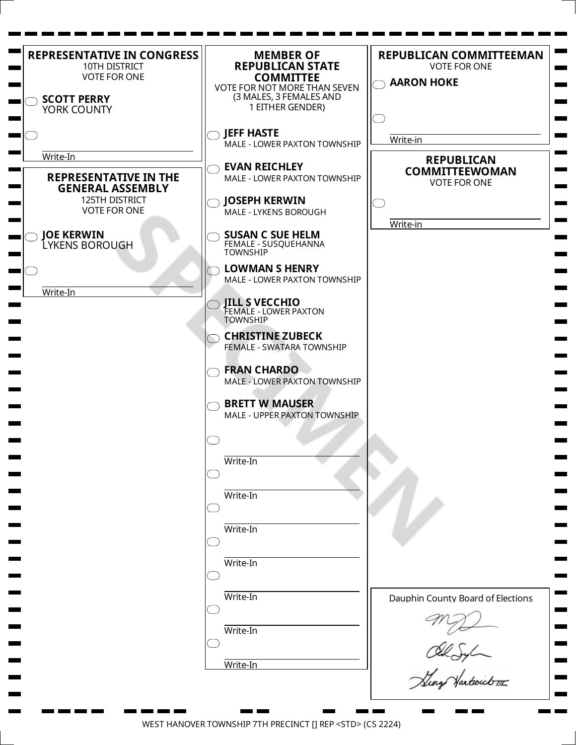## REPRESENTATIVE IN CONGRESS

10TH DISTRICT
VOTE FOR ONE

- **SCOTT PERRY**
  YORK COUNTY
- Write-In

## REPRESENTATIVE IN THE GENERAL ASSEMBLY

125TH DISTRICT
VOTE FOR ONE

- **JOE KERWIN**
  LYKENS BOROUGH
- Write-In

## MEMBER OF REPUBLICAN STATE COMMITTEE

VOTE FOR NOT MORE THAN SEVEN
(3 MALES, 3 FEMALES AND
1 EITHER GENDER)

- **JEFF HASTE**
  MALE - LOWER PAXTON TOWNSHIP
- **EVAN REICHLEY**
  MALE - LOWER PAXTON TOWNSHIP
- **JOSEPH KERWIN**
  MALE - LYKENS BOROUGH
- **SUSAN C SUE HELM**
  FEMALE - SUSQUEHANNA TOWNSHIP
- **LOWMAN S HENRY**
  MALE - LOWER PAXTON TOWNSHIP
- **JILL S VECCHIO**
  FEMALE - LOWER PAXTON TOWNSHIP
- **CHRISTINE ZUBECK**
  FEMALE - SWATARA TOWNSHIP
- **FRAN CHARDO**
  MALE - LOWER PAXTON TOWNSHIP
- **BRETT W MAUSER**
  MALE - UPPER PAXTON TOWNSHIP
- Write-In
- Write-In
- Write-In
- Write-In
- Write-In
- Write-In
- Write-In

## REPUBLICAN COMMITTEEMAN

VOTE FOR ONE

- **AARON HOKE**
- Write-in

## REPUBLICAN COMMITTEEWOMAN

VOTE FOR ONE

- Write-in

SPECIMEN

Dauphin County Board of Elections

WEST HANOVER TOWNSHIP 7TH PRECINCT [] REP <STD> (CS 2224)